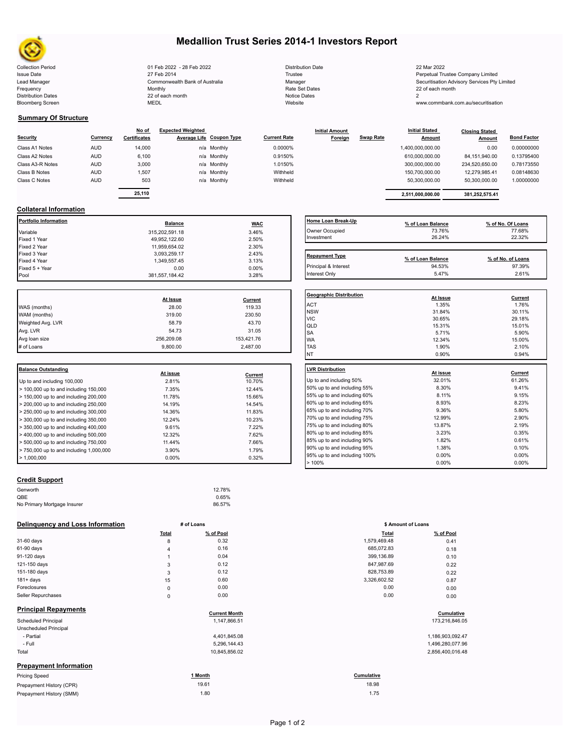# Medallion Trust Series 2014-1 Investors Report

| | | | |
|---|---|---|---|
| Collection Period | 01 Feb 2022 - 28 Feb 2022 | Distribution Date | 22 Mar 2022 |
| Issue Date | 27 Feb 2014 | Trustee | Perpetual Trustee Company Limited |
| Lead Manager | Commonwealth Bank of Australia | Manager | Securitisation Advisory Services Pty Limited |
| Frequency | Monthly | Rate Set Dates | 22 of each month |
| Distribution Dates | 22 of each month | Notice Dates | 2 |
| Bloomberg Screen | MEDL | Website | www.commbank.com.au/securitisation |

## Summary Of Structure

| Security | Currency | No of Certificates | Expected Weighted Average Life | Coupon Type | Current Rate | Initial Amount Foreign | Swap Rate | Initial Stated Amount | Closing Stated Amount | Bond Factor |
|---|---|---|---|---|---|---|---|---|---|---|
| Class A1 Notes | AUD | 14,000 | n/a | Monthly | 0.0000% | | | 1,400,000,000.00 | 0.00 | 0.00000000 |
| Class A2 Notes | AUD | 6,100 | n/a | Monthly | 0.9150% | | | 610,000,000.00 | 84,151,940.00 | 0.13795400 |
| Class A3-R Notes | AUD | 3,000 | n/a | Monthly | 1.0150% | | | 300,000,000.00 | 234,520,650.00 | 0.78173550 |
| Class B Notes | AUD | 1,507 | n/a | Monthly | Withheld | | | 150,700,000.00 | 12,279,985.41 | 0.08148630 |
| Class C Notes | AUD | 503 | n/a | Monthly | Withheld | | | 50,300,000.00 | 50,300,000.00 | 1.00000000 |
| | | 25,110 | | | | | | 2,511,000,000.00 | 381,252,575.41 | |

## Collateral Information

| Portfolio Information | Balance | WAC |
|---|---|---|
| Variable | 315,202,591.18 | 3.46% |
| Fixed 1 Year | 49,952,122.60 | 2.50% |
| Fixed 2 Year | 11,959,654.02 | 2.30% |
| Fixed 3 Year | 3,093,259.17 | 2.43% |
| Fixed 4 Year | 1,349,557.45 | 3.13% |
| Fixed 5 + Year | 0.00 | 0.00% |
| Pool | 381,557,184.42 | 3.28% |

| | At Issue | Current |
|---|---|---|
| WAS (months) | 28.00 | 119.33 |
| WAM (months) | 319.00 | 230.50 |
| Weighted Avg. LVR | 58.79 | 43.70 |
| Avg. LVR | 54.73 | 31.05 |
| Avg loan size | 256,209.08 | 153,421.76 |
| # of Loans | 9,800.00 | 2,487.00 |

| Balance Outstanding | At issue | Current |
|---|---|---|
| Up to and including 100,000 | 2.81% | 10.70% |
| > 100,000 up to and including 150,000 | 7.35% | 12.44% |
| > 150,000 up to and including 200,000 | 11.78% | 15.66% |
| > 200,000 up to and including 250,000 | 14.19% | 14.54% |
| > 250,000 up to and including 300,000 | 14.36% | 11.83% |
| > 300,000 up to and including 350,000 | 12.24% | 10.23% |
| > 350,000 up to and including 400,000 | 9.61% | 7.22% |
| > 400,000 up to and including 500,000 | 12.32% | 7.62% |
| > 500,000 up to and including 750,000 | 11.44% | 7.66% |
| > 750,000 up to and including 1,000,000 | 3.90% | 1.79% |
| > 1,000,000 | 0.00% | 0.32% |

| Home Loan Break-Up | % of Loan Balance | % of No. Of Loans |
|---|---|---|
| Owner Occupied | 73.76% | 77.68% |
| Investment | 26.24% | 22.32% |

| Repayment Type | % of Loan Balance | % of No. of Loans |
|---|---|---|
| Principal & Interest | 94.53% | 97.39% |
| Interest Only | 5.47% | 2.61% |

| Geographic Distribution | At Issue | Current |
|---|---|---|
| ACT | 1.35% | 1.76% |
| NSW | 31.84% | 30.11% |
| VIC | 30.65% | 29.18% |
| QLD | 15.31% | 15.01% |
| SA | 5.71% | 5.90% |
| WA | 12.34% | 15.00% |
| TAS | 1.90% | 2.10% |
| NT | 0.90% | 0.94% |

| LVR Distribution | At issue | Current |
|---|---|---|
| Up to and including 50% | 32.01% | 61.26% |
| 50% up to and including 55% | 8.30% | 9.41% |
| 55% up to and including 60% | 8.11% | 9.15% |
| 60% up to and including 65% | 8.93% | 8.23% |
| 65% up to and including 70% | 9.36% | 5.80% |
| 70% up to and including 75% | 12.99% | 2.90% |
| 75% up to and including 80% | 13.87% | 2.19% |
| 80% up to and including 85% | 3.23% | 0.35% |
| 85% up to and including 90% | 1.82% | 0.61% |
| 90% up to and including 95% | 1.38% | 0.10% |
| 95% up to and including 100% | 0.00% | 0.00% |
| > 100% | 0.00% | 0.00% |

## Credit Support

| | |
|---|---|
| Genworth | 12.78% |
| QBE | 0.65% |
| No Primary Mortgage Insurer | 86.57% |

## Delinquency and Loss Information

| | # of Loans Total | # of Loans % of Pool | $ Amount of Loans Total | $ Amount of Loans % of Pool |
|---|---|---|---|---|
| 31-60 days | 8 | 0.32 | 1,579,469.48 | 0.41 |
| 61-90 days | 4 | 0.16 | 685,072.83 | 0.18 |
| 91-120 days | 1 | 0.04 | 399,136.89 | 0.10 |
| 121-150 days | 3 | 0.12 | 847,987.69 | 0.22 |
| 151-180 days | 3 | 0.12 | 828,753.89 | 0.22 |
| 181+ days | 15 | 0.60 | 3,326,602.52 | 0.87 |
| Foreclosures | 0 | 0.00 | 0.00 | 0.00 |
| Seller Repurchases | 0 | 0.00 | 0.00 | 0.00 |

## Principal Repayments

| | Current Month | Cumulative |
|---|---|---|
| Scheduled Principal | 1,147,866.51 | 173,216,846.05 |
| Unscheduled Principal | | |
| - Partial | 4,401,845.08 | 1,186,903,092.47 |
| - Full | 5,296,144.43 | 1,496,280,077.96 |
| Total | 10,845,856.02 | 2,856,400,016.48 |

## Prepayment Information

| Pricing Speed | 1 Month | Cumulative |
|---|---|---|
| Prepayment History (CPR) | 19.61 | 18.98 |
| Prepayment History (SMM) | 1.80 | 1.75 |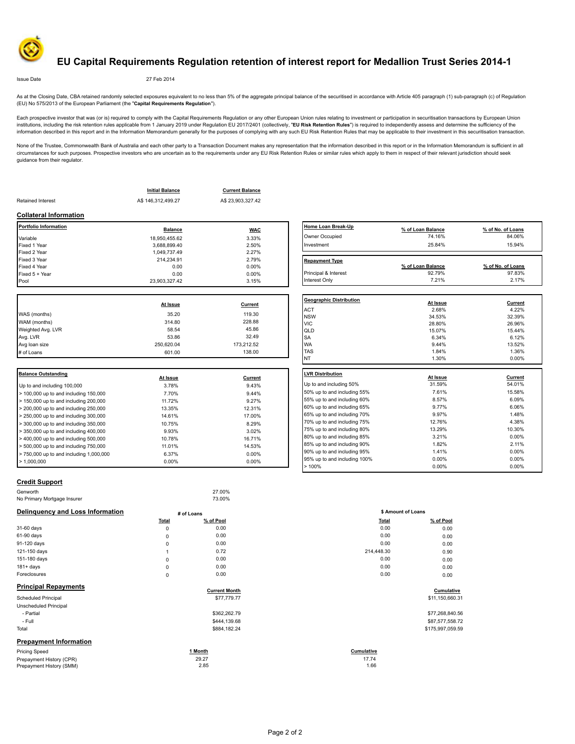# EU Capital Requirements Regulation retention of interest report for Medallion Trust Series 2014-1

Issue Date 27 Feb 2014

As at the Closing Date, CBA retained randomly selected exposures equivalent to no less than 5% of the aggregate principal balance of the securitised in accordance with Article 405 paragraph (1) sub-paragraph (c) of Regulation (EU) No 575/2013 of the European Parliament (the "**Capital Requirements Regulation**").

Each prospective investor that was (or is) required to comply with the Capital Requirements Regulation or any other European Union rules relating to investment or participation in securitisation transactions by European Union institutions, including the risk retention rules applicable from 1 January 2019 under Regulation EU 2017/2401 (collectively, "**EU Risk Retention Rules**") is required to independently assess and determine the sufficiency of the information described in this report and in the Information Memorandum generally for the purposes of complying with any such EU Risk Retention Rules that may be applicable to their investment in this securitisation transaction.

None of the Trustee, Commonwealth Bank of Australia and each other party to a Transaction Document makes any representation that the information described in this report or in the Information Memorandum is sufficient in all circumstances for such purposes. Prospective investors who are uncertain as to the requirements under any EU Risk Retention Rules or similar rules which apply to them in respect of their relevant jurisdiction should seek guidance from their regulator.

| | Initial Balance | Current Balance |
|---|---|---|
| Retained Interest | A$ 146,312,499.27 | A$ 23,903,327.42 |

## Collateral Information

| Portfolio Information | Balance | WAC |
|---|---|---|
| Variable | 18,950,455.62 | 3.33% |
| Fixed 1 Year | 3,688,899.40 | 2.50% |
| Fixed 2 Year | 1,049,737.49 | 2.27% |
| Fixed 3 Year | 214,234.91 | 2.79% |
| Fixed 4 Year | 0.00 | 0.00% |
| Fixed 5 + Year | 0.00 | 0.00% |
| Pool | 23,903,327.42 | 3.15% |

| | At Issue | Current |
|---|---|---|
| WAS (months) | 35.20 | 119.30 |
| WAM (months) | 314.80 | 228.88 |
| Weighted Avg. LVR | 58.54 | 45.86 |
| Avg. LVR | 53.86 | 32.49 |
| Avg loan size | 250,620.04 | 173,212.52 |
| # of Loans | 601.00 | 138.00 |

| Balance Outstanding | At Issue | Current |
|---|---|---|
| Up to and including 100,000 | 3.78% | 9.43% |
| > 100,000 up to and including 150,000 | 7.70% | 9.44% |
| > 150,000 up to and including 200,000 | 11.72% | 9.27% |
| > 200,000 up to and including 250,000 | 13.35% | 12.31% |
| > 250,000 up to and including 300,000 | 14.61% | 17.00% |
| > 300,000 up to and including 350,000 | 10.75% | 8.29% |
| > 350,000 up to and including 400,000 | 9.93% | 3.02% |
| > 400,000 up to and including 500,000 | 10.78% | 16.71% |
| > 500,000 up to and including 750,000 | 11.01% | 14.53% |
| > 750,000 up to and including 1,000,000 | 6.37% | 0.00% |
| > 1,000,000 | 0.00% | 0.00% |

| Home Loan Break-Up | % of Loan Balance | % of No. of Loans |
|---|---|---|
| Owner Occupied | 74.16% | 84.06% |
| Investment | 25.84% | 15.94% |

| Repayment Type | % of Loan Balance | % of No. of Loans |
|---|---|---|
| Principal & Interest | 92.79% | 97.83% |
| Interest Only | 7.21% | 2.17% |

| Geographic Distribution | At Issue | Current |
|---|---|---|
| ACT | 2.68% | 4.22% |
| NSW | 34.53% | 32.39% |
| VIC | 28.80% | 26.96% |
| QLD | 15.07% | 15.44% |
| SA | 6.34% | 6.12% |
| WA | 9.44% | 13.52% |
| TAS | 1.84% | 1.36% |
| NT | 1.30% | 0.00% |

| LVR Distribution | At Issue | Current |
|---|---|---|
| Up to and including 50% | 31.59% | 54.01% |
| 50% up to and including 55% | 7.61% | 15.58% |
| 55% up to and including 60% | 8.57% | 6.09% |
| 60% up to and including 65% | 9.77% | 6.06% |
| 65% up to and including 70% | 9.97% | 1.48% |
| 70% up to and including 75% | 12.76% | 4.38% |
| 75% up to and including 80% | 13.29% | 10.30% |
| 80% up to and including 85% | 3.21% | 0.00% |
| 85% up to and including 90% | 1.82% | 2.11% |
| 90% up to and including 95% | 1.41% | 0.00% |
| 95% up to and including 100% | 0.00% | 0.00% |
| > 100% | 0.00% | 0.00% |

## Credit Support

| | |
|---|---|
| Genworth | 27.00% |
| No Primary Mortgage Insurer | 73.00% |

## Delinquency and Loss Information

| | # of Loans | | $ Amount of Loans | |
|---|---|---|---|---|
| | Total | % of Pool | Total | % of Pool |
| 31-60 days | 0 | 0.00 | 0.00 | 0.00 |
| 61-90 days | 0 | 0.00 | 0.00 | 0.00 |
| 91-120 days | 0 | 0.00 | 0.00 | 0.00 |
| 121-150 days | 1 | 0.72 | 214,448.30 | 0.90 |
| 151-180 days | 0 | 0.00 | 0.00 | 0.00 |
| 181+ days | 0 | 0.00 | 0.00 | 0.00 |
| Foreclosures | 0 | 0.00 | 0.00 | 0.00 |

## Principal Repayments

| | Current Month | Cumulative |
|---|---|---|
| Scheduled Principal | $77,779.77 | $11,150,660.31 |
| Unscheduled Principal | | |
| - Partial | $362,262.79 | $77,268,840.56 |
| - Full | $444,139.68 | $87,577,558.72 |
| Total | $884,182.24 | $175,997,059.59 |

## Prepayment Information

| Pricing Speed | 1 Month | Cumulative |
|---|---|---|
| Prepayment History (CPR) | 29.27 | 17.74 |
| Prepayment History (SMM) | 2.85 | 1.66 |